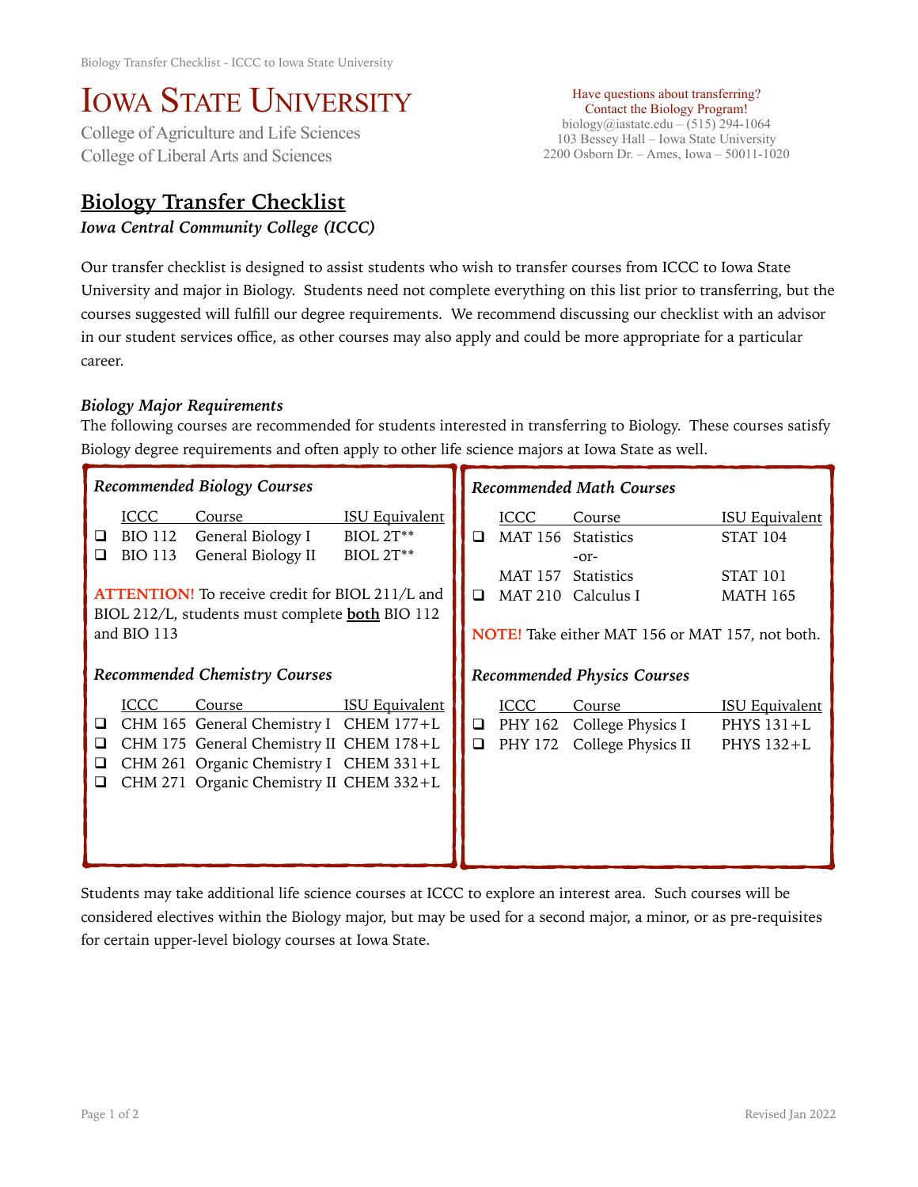# IOWA STATE UNIVERSITY

College of Agriculture and Life Sciences
College of Liberal Arts and Sciences

Have questions about transferring?
Contact the Biology Program!
biology@iastate.edu – (515) 294-1064
103 Bessey Hall – Iowa State University
2200 Osborn Dr. – Ames, Iowa – 50011-1020

## Biology Transfer Checklist

***Iowa Central Community College (ICCC)***

Our transfer checklist is designed to assist students who wish to transfer courses from ICCC to Iowa State University and major in Biology. Students need not complete everything on this list prior to transferring, but the courses suggested will fulfill our degree requirements. We recommend discussing our checklist with an advisor in our student services office, as other courses may also apply and could be more appropriate for a particular career.

### *Biology Major Requirements*

The following courses are recommended for students interested in transferring to Biology. These courses satisfy Biology degree requirements and often apply to other life science majors at Iowa State as well.

#### *Recommended Biology Courses*

| | ICCC | Course | ISU Equivalent |
|---|---|---|---|
| ❑ | BIO 112 | General Biology I | BIOL 2T** |
| ❑ | BIO 113 | General Biology II | BIOL 2T** |

**ATTENTION!** To receive credit for BIOL 211/L and BIOL 212/L, students must complete **both** BIO 112 and BIO 113

#### *Recommended Chemistry Courses*

| | ICCC | Course | ISU Equivalent |
|---|---|---|---|
| ❑ | CHM 165 | General Chemistry I | CHEM 177+L |
| ❑ | CHM 175 | General Chemistry II | CHEM 178+L |
| ❑ | CHM 261 | Organic Chemistry I | CHEM 331+L |
| ❑ | CHM 271 | Organic Chemistry II | CHEM 332+L |

#### *Recommended Math Courses*

| | ICCC | Course | ISU Equivalent |
|---|---|---|---|
| ❑ | MAT 156 | Statistics | STAT 104 |
| | | -or- | |
| | MAT 157 | Statistics | STAT 101 |
| ❑ | MAT 210 | Calculus I | MATH 165 |

**NOTE!** Take either MAT 156 or MAT 157, not both.

#### *Recommended Physics Courses*

| | ICCC | Course | ISU Equivalent |
|---|---|---|---|
| ❑ | PHY 162 | College Physics I | PHYS 131+L |
| ❑ | PHY 172 | College Physics II | PHYS 132+L |

Students may take additional life science courses at ICCC to explore an interest area. Such courses will be considered electives within the Biology major, but may be used for a second major, a minor, or as pre-requisites for certain upper-level biology courses at Iowa State.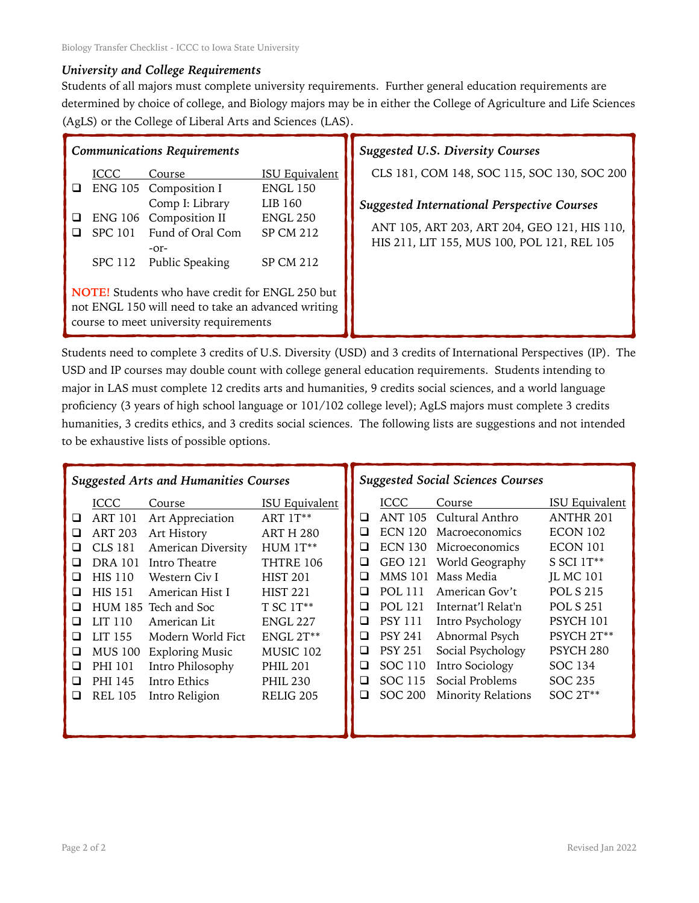### University and College Requirements

Students of all majors must complete university requirements. Further general education requirements are determined by choice of college, and Biology majors may be in either the College of Agriculture and Life Sciences (AgLS) or the College of Liberal Arts and Sciences (LAS).

#### Communications Requirements

| | ICCC | Course | ISU Equivalent |
|---|---|---|---|
| ❑ | ENG 105 | Composition I | ENGL 150 |
| | | Comp I: Library | LIB 160 |
| ❑ | ENG 106 | Composition II | ENGL 250 |
| ❑ | SPC 101 | Fund of Oral Com | SP CM 212 |
| | | -or- | |
| | SPC 112 | Public Speaking | SP CM 212 |

**NOTE!** Students who have credit for ENGL 250 but not ENGL 150 will need to take an advanced writing course to meet university requirements

#### Suggested U.S. Diversity Courses

CLS 181, COM 148, SOC 115, SOC 130, SOC 200

#### Suggested International Perspective Courses

ANT 105, ART 203, ART 204, GEO 121, HIS 110, HIS 211, LIT 155, MUS 100, POL 121, REL 105

Students need to complete 3 credits of U.S. Diversity (USD) and 3 credits of International Perspectives (IP). The USD and IP courses may double count with college general education requirements. Students intending to major in LAS must complete 12 credits arts and humanities, 9 credits social sciences, and a world language proficiency (3 years of high school language or 101/102 college level); AgLS majors must complete 3 credits humanities, 3 credits ethics, and 3 credits social sciences. The following lists are suggestions and not intended to be exhaustive lists of possible options.

#### Suggested Arts and Humanities Courses

| | ICCC | Course | ISU Equivalent |
|---|---|---|---|
| ❑ | ART 101 | Art Appreciation | ART 1T** |
| ❑ | ART 203 | Art History | ART H 280 |
| ❑ | CLS 181 | American Diversity | HUM 1T** |
| ❑ | DRA 101 | Intro Theatre | THTRE 106 |
| ❑ | HIS 110 | Western Civ I | HIST 201 |
| ❑ | HIS 151 | American Hist I | HIST 221 |
| ❑ | HUM 185 | Tech and Soc | T SC 1T** |
| ❑ | LIT 110 | American Lit | ENGL 227 |
| ❑ | LIT 155 | Modern World Fict | ENGL 2T** |
| ❑ | MUS 100 | Exploring Music | MUSIC 102 |
| ❑ | PHI 101 | Intro Philosophy | PHIL 201 |
| ❑ | PHI 145 | Intro Ethics | PHIL 230 |
| ❑ | REL 105 | Intro Religion | RELIG 205 |

#### Suggested Social Sciences Courses

| | ICCC | Course | ISU Equivalent |
|---|---|---|---|
| ❑ | ANT 105 | Cultural Anthro | ANTHR 201 |
| ❑ | ECN 120 | Macroeconomics | ECON 102 |
| ❑ | ECN 130 | Microeconomics | ECON 101 |
| ❑ | GEO 121 | World Geography | S SCI 1T** |
| ❑ | MMS 101 | Mass Media | JL MC 101 |
| ❑ | POL 111 | American Gov't | POL S 215 |
| ❑ | POL 121 | Internat'l Relat'n | POL S 251 |
| ❑ | PSY 111 | Intro Psychology | PSYCH 101 |
| ❑ | PSY 241 | Abnormal Psych | PSYCH 2T** |
| ❑ | PSY 251 | Social Psychology | PSYCH 280 |
| ❑ | SOC 110 | Intro Sociology | SOC 134 |
| ❑ | SOC 115 | Social Problems | SOC 235 |
| ❑ | SOC 200 | Minority Relations | SOC 2T** |

Revised Jan 2022